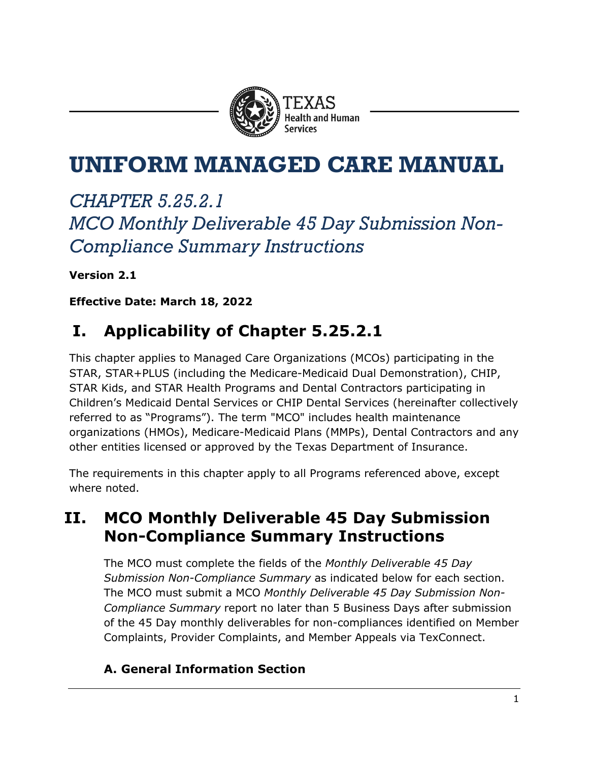TEXAS
Health and Human Services

# UNIFORM MANAGED CARE MANUAL

## *CHAPTER 5.25.2.1*
## *MCO Monthly Deliverable 45 Day Submission Non-Compliance Summary Instructions*

**Version 2.1**

**Effective Date: March 18, 2022**

## I. Applicability of Chapter 5.25.2.1

This chapter applies to Managed Care Organizations (MCOs) participating in the STAR, STAR+PLUS (including the Medicare-Medicaid Dual Demonstration), CHIP, STAR Kids, and STAR Health Programs and Dental Contractors participating in Children's Medicaid Dental Services or CHIP Dental Services (hereinafter collectively referred to as "Programs"). The term "MCO" includes health maintenance organizations (HMOs), Medicare-Medicaid Plans (MMPs), Dental Contractors and any other entities licensed or approved by the Texas Department of Insurance.

The requirements in this chapter apply to all Programs referenced above, except where noted.

## II. MCO Monthly Deliverable 45 Day Submission Non-Compliance Summary Instructions

The MCO must complete the fields of the *Monthly Deliverable 45 Day Submission Non-Compliance Summary* as indicated below for each section. The MCO must submit a MCO *Monthly Deliverable 45 Day Submission Non-Compliance Summary* report no later than 5 Business Days after submission of the 45 Day monthly deliverables for non-compliances identified on Member Complaints, Provider Complaints, and Member Appeals via TexConnect.

### A. General Information Section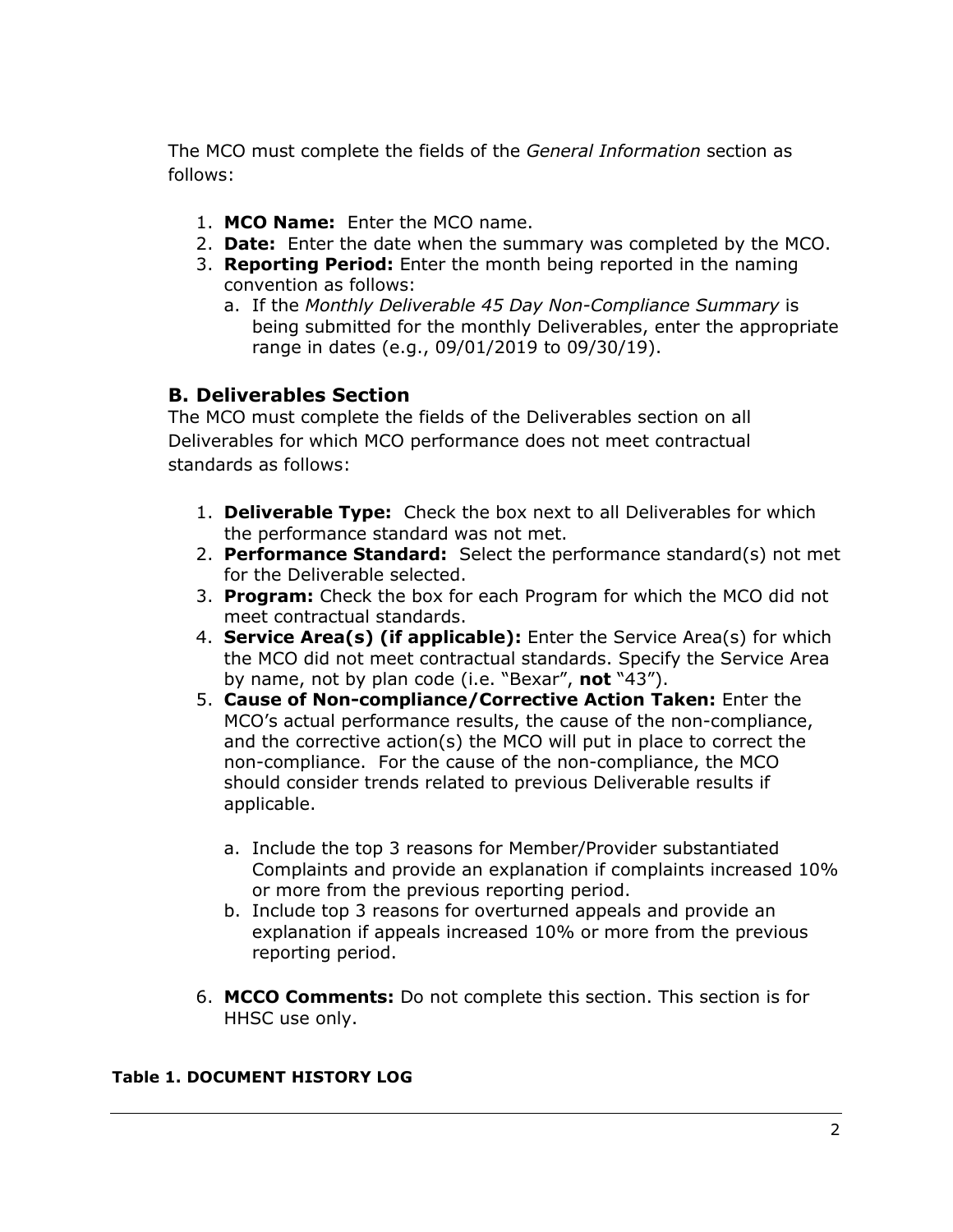The MCO must complete the fields of the *General Information* section as follows:

1. **MCO Name:** Enter the MCO name.
2. **Date:** Enter the date when the summary was completed by the MCO.
3. **Reporting Period:** Enter the month being reported in the naming convention as follows:
   a. If the *Monthly Deliverable 45 Day Non-Compliance Summary* is being submitted for the monthly Deliverables, enter the appropriate range in dates (e.g., 09/01/2019 to 09/30/19).

## B. Deliverables Section

The MCO must complete the fields of the Deliverables section on all Deliverables for which MCO performance does not meet contractual standards as follows:

1. **Deliverable Type:** Check the box next to all Deliverables for which the performance standard was not met.
2. **Performance Standard:** Select the performance standard(s) not met for the Deliverable selected.
3. **Program:** Check the box for each Program for which the MCO did not meet contractual standards.
4. **Service Area(s) (if applicable):** Enter the Service Area(s) for which the MCO did not meet contractual standards. Specify the Service Area by name, not by plan code (i.e. "Bexar", **not** "43").
5. **Cause of Non-compliance/Corrective Action Taken:** Enter the MCO's actual performance results, the cause of the non-compliance, and the corrective action(s) the MCO will put in place to correct the non-compliance. For the cause of the non-compliance, the MCO should consider trends related to previous Deliverable results if applicable.

   a. Include the top 3 reasons for Member/Provider substantiated Complaints and provide an explanation if complaints increased 10% or more from the previous reporting period.
   b. Include top 3 reasons for overturned appeals and provide an explanation if appeals increased 10% or more from the previous reporting period.

6. **MCCO Comments:** Do not complete this section. This section is for HHSC use only.

**Table 1. DOCUMENT HISTORY LOG**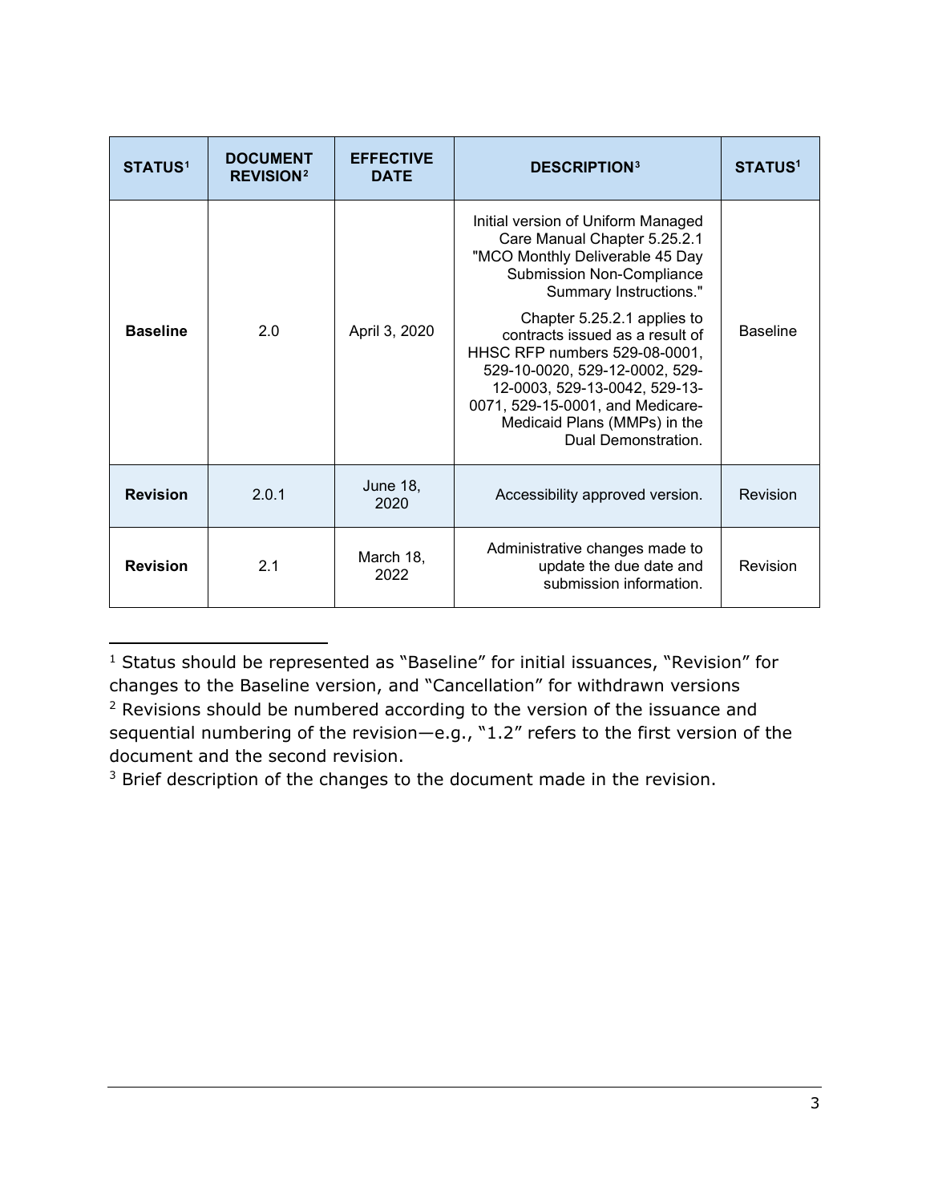| STATUS[1] | DOCUMENT REVISION[2] | EFFECTIVE DATE | DESCRIPTION[3] | STATUS[1] |
|---|---|---|---|---|
| **Baseline** | 2.0 | April 3, 2020 | Initial version of Uniform Managed Care Manual Chapter 5.25.2.1 "MCO Monthly Deliverable 45 Day Submission Non-Compliance Summary Instructions." Chapter 5.25.2.1 applies to contracts issued as a result of HHSC RFP numbers 529-08-0001, 529-10-0020, 529-12-0002, 529-12-0003, 529-13-0042, 529-13-0071, 529-15-0001, and Medicare-Medicaid Plans (MMPs) in the Dual Demonstration. | Baseline |
| **Revision** | 2.0.1 | June 18, 2020 | Accessibility approved version. | Revision |
| **Revision** | 2.1 | March 18, 2022 | Administrative changes made to update the due date and submission information. | Revision |

[1] Status should be represented as "Baseline" for initial issuances, "Revision" for changes to the Baseline version, and "Cancellation" for withdrawn versions

[2] Revisions should be numbered according to the version of the issuance and sequential numbering of the revision—e.g., "1.2" refers to the first version of the document and the second revision.

[3] Brief description of the changes to the document made in the revision.